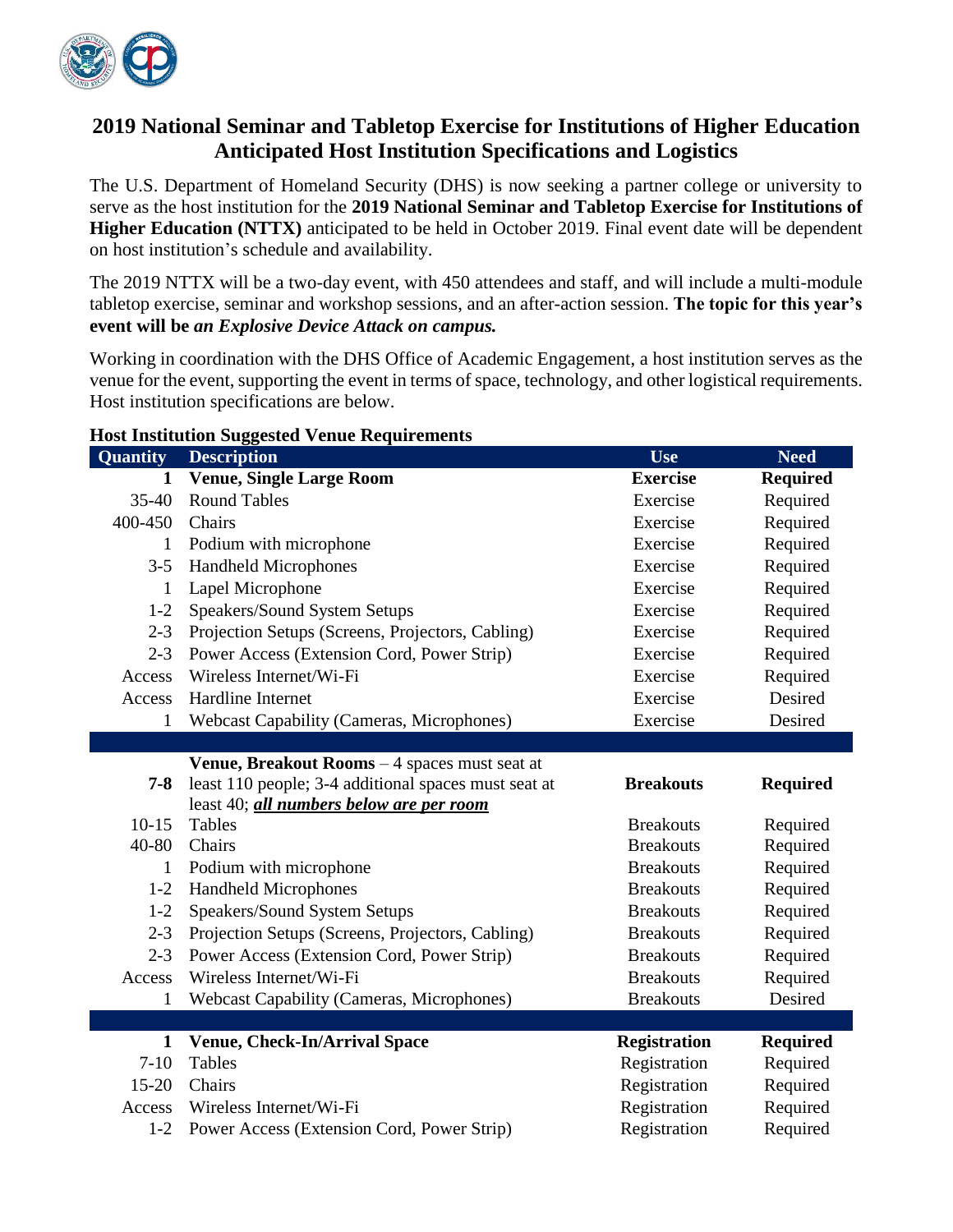# 2019 National Seminar and Tabletop Exercise for Institutions of Higher Education Anticipated Host Institution Specifications and Logistics

The U.S. Department of Homeland Security (DHS) is now seeking a partner college or university to serve as the host institution for the **2019 National Seminar and Tabletop Exercise for Institutions of Higher Education (NTTX)** anticipated to be held in October 2019. Final event date will be dependent on host institution's schedule and availability.

The 2019 NTTX will be a two-day event, with 450 attendees and staff, and will include a multi-module tabletop exercise, seminar and workshop sessions, and an after-action session. **The topic for this year's event will be *an Explosive Device Attack on campus.***

Working in coordination with the DHS Office of Academic Engagement, a host institution serves as the venue for the event, supporting the event in terms of space, technology, and other logistical requirements. Host institution specifications are below.

**Host Institution Suggested Venue Requirements**

| Quantity | Description | Use | Need |
|---|---|---|---|
| **1** | **Venue, Single Large Room** | **Exercise** | **Required** |
| 35-40 | Round Tables | Exercise | Required |
| 400-450 | Chairs | Exercise | Required |
| 1 | Podium with microphone | Exercise | Required |
| 3-5 | Handheld Microphones | Exercise | Required |
| 1 | Lapel Microphone | Exercise | Required |
| 1-2 | Speakers/Sound System Setups | Exercise | Required |
| 2-3 | Projection Setups (Screens, Projectors, Cabling) | Exercise | Required |
| 2-3 | Power Access (Extension Cord, Power Strip) | Exercise | Required |
| Access | Wireless Internet/Wi-Fi | Exercise | Required |
| Access | Hardline Internet | Exercise | Desired |
| 1 | Webcast Capability (Cameras, Microphones) | Exercise | Desired |
| | | | |
| **7-8** | **Venue, Breakout Rooms** – 4 spaces must seat at least 110 people; 3-4 additional spaces must seat at least 40; ***all numbers below are per room*** | **Breakouts** | **Required** |
| 10-15 | Tables | Breakouts | Required |
| 40-80 | Chairs | Breakouts | Required |
| 1 | Podium with microphone | Breakouts | Required |
| 1-2 | Handheld Microphones | Breakouts | Required |
| 1-2 | Speakers/Sound System Setups | Breakouts | Required |
| 2-3 | Projection Setups (Screens, Projectors, Cabling) | Breakouts | Required |
| 2-3 | Power Access (Extension Cord, Power Strip) | Breakouts | Required |
| Access | Wireless Internet/Wi-Fi | Breakouts | Required |
| 1 | Webcast Capability (Cameras, Microphones) | Breakouts | Desired |
| | | | |
| **1** | **Venue, Check-In/Arrival Space** | **Registration** | **Required** |
| 7-10 | Tables | Registration | Required |
| 15-20 | Chairs | Registration | Required |
| Access | Wireless Internet/Wi-Fi | Registration | Required |
| 1-2 | Power Access (Extension Cord, Power Strip) | Registration | Required |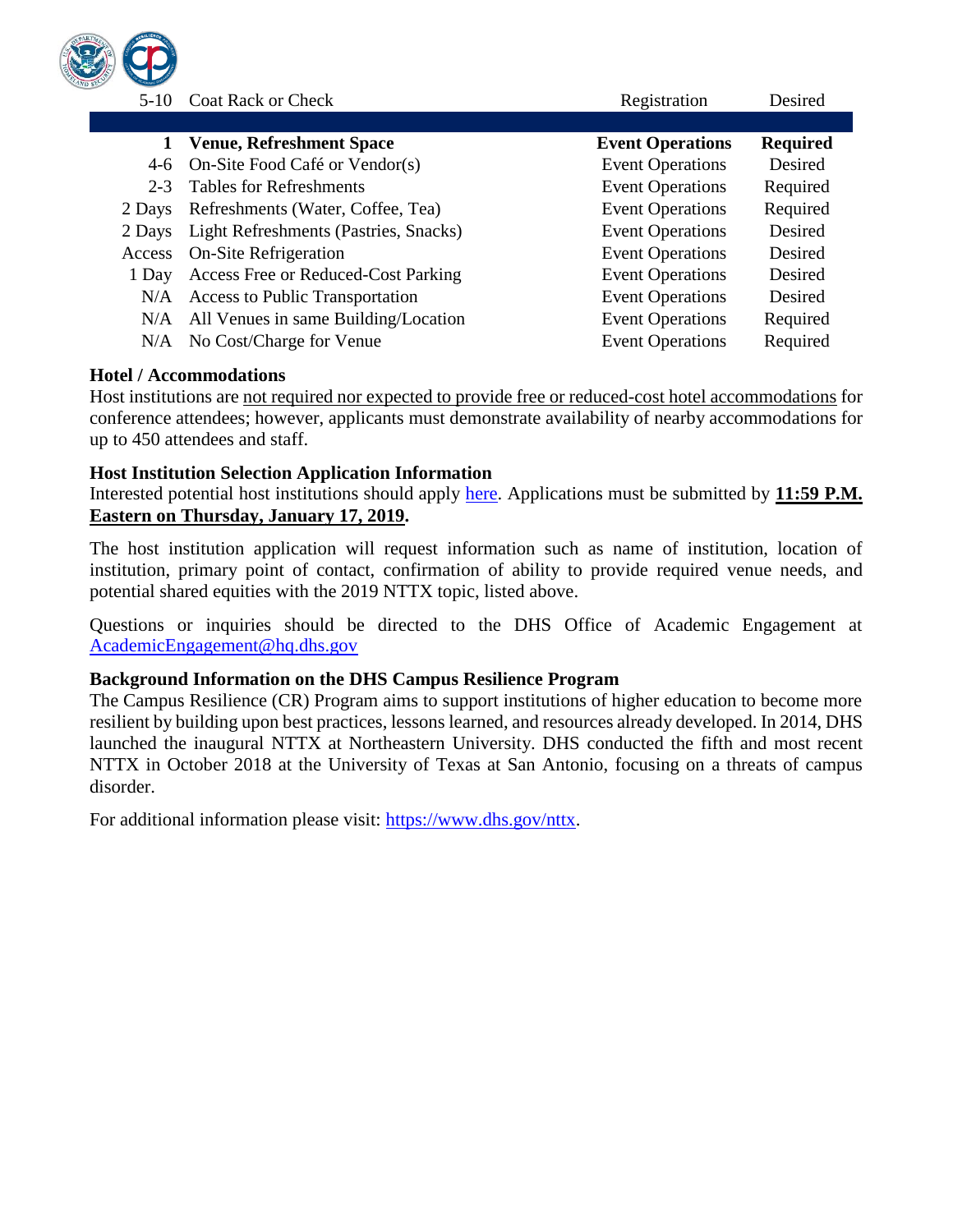| | | | |
|---|---|---|---|
| 5-10 | Coat Rack or Check | Registration | Desired |
| | | | |
| **1** | **Venue, Refreshment Space** | **Event Operations** | **Required** |
| 4-6 | On-Site Food Café or Vendor(s) | Event Operations | Desired |
| 2-3 | Tables for Refreshments | Event Operations | Required |
| 2 Days | Refreshments (Water, Coffee, Tea) | Event Operations | Required |
| 2 Days | Light Refreshments (Pastries, Snacks) | Event Operations | Desired |
| Access | On-Site Refrigeration | Event Operations | Desired |
| 1 Day | Access Free or Reduced-Cost Parking | Event Operations | Desired |
| N/A | Access to Public Transportation | Event Operations | Desired |
| N/A | All Venues in same Building/Location | Event Operations | Required |
| N/A | No Cost/Charge for Venue | Event Operations | Required |

**Hotel / Accommodations**

Host institutions are not required nor expected to provide free or reduced-cost hotel accommodations for conference attendees; however, applicants must demonstrate availability of nearby accommodations for up to 450 attendees and staff.

**Host Institution Selection Application Information**

Interested potential host institutions should apply here. Applications must be submitted by **11:59 P.M. Eastern on Thursday, January 17, 2019**.

The host institution application will request information such as name of institution, location of institution, primary point of contact, confirmation of ability to provide required venue needs, and potential shared equities with the 2019 NTTX topic, listed above.

Questions or inquiries should be directed to the DHS Office of Academic Engagement at AcademicEngagement@hq.dhs.gov

**Background Information on the DHS Campus Resilience Program**

The Campus Resilience (CR) Program aims to support institutions of higher education to become more resilient by building upon best practices, lessons learned, and resources already developed. In 2014, DHS launched the inaugural NTTX at Northeastern University. DHS conducted the fifth and most recent NTTX in October 2018 at the University of Texas at San Antonio, focusing on a threats of campus disorder.

For additional information please visit: https://www.dhs.gov/nttx.